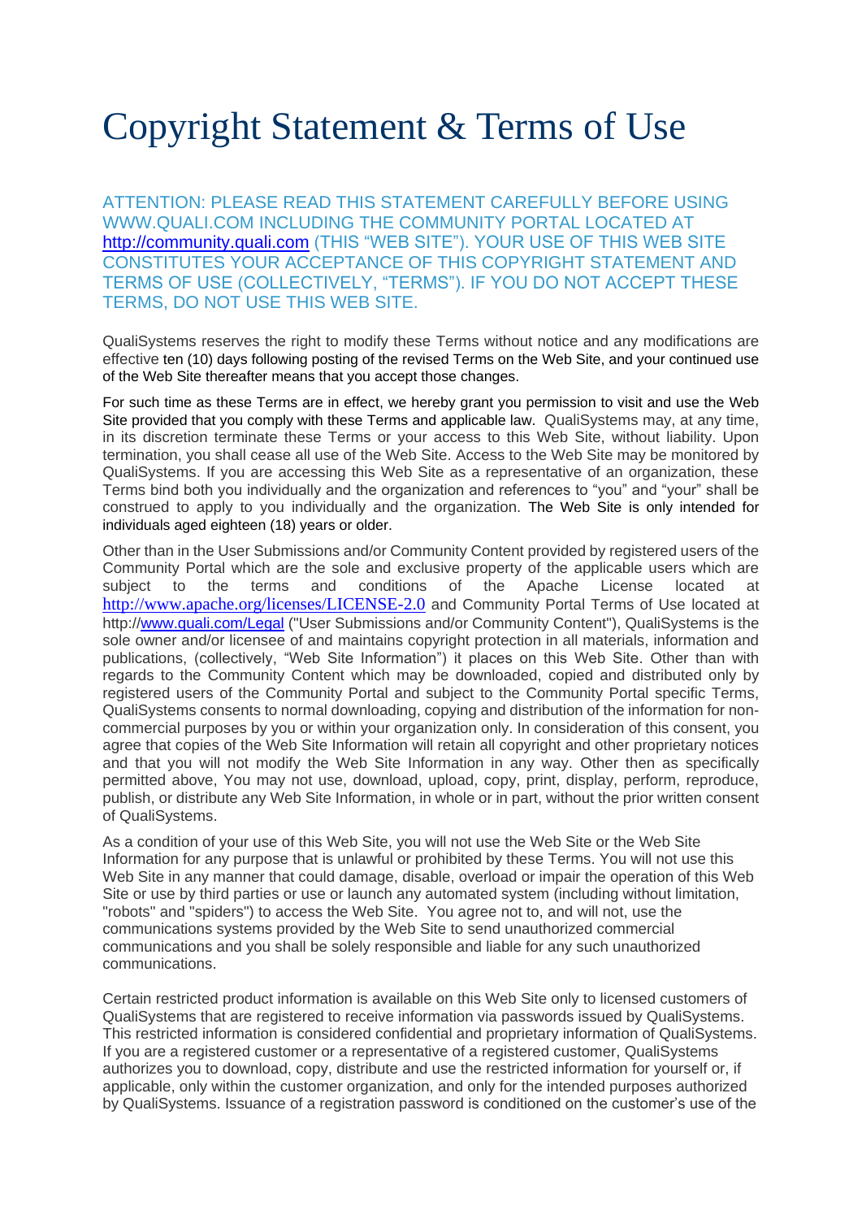# Copyright Statement & Terms of Use

ATTENTION: PLEASE READ THIS STATEMENT CAREFULLY BEFORE USING WWW.QUALI.COM INCLUDING THE COMMUNITY PORTAL LOCATED AT http://community.quali.com (THIS "WEB SITE"). YOUR USE OF THIS WEB SITE CONSTITUTES YOUR ACCEPTANCE OF THIS COPYRIGHT STATEMENT AND TERMS OF USE (COLLECTIVELY, "TERMS"). IF YOU DO NOT ACCEPT THESE TERMS, DO NOT USE THIS WEB SITE.

QualiSystems reserves the right to modify these Terms without notice and any modifications are effective ten (10) days following posting of the revised Terms on the Web Site, and your continued use of the Web Site thereafter means that you accept those changes.

For such time as these Terms are in effect, we hereby grant you permission to visit and use the Web Site provided that you comply with these Terms and applicable law. QualiSystems may, at any time, in its discretion terminate these Terms or your access to this Web Site, without liability. Upon termination, you shall cease all use of the Web Site. Access to the Web Site may be monitored by QualiSystems. If you are accessing this Web Site as a representative of an organization, these Terms bind both you individually and the organization and references to "you" and "your" shall be construed to apply to you individually and the organization. The Web Site is only intended for individuals aged eighteen (18) years or older.

Other than in the User Submissions and/or Community Content provided by registered users of the Community Portal which are the sole and exclusive property of the applicable users which are subject to the terms and conditions of the Apache License located at http://www.apache.org/licenses/LICENSE-2.0 and Community Portal Terms of Use located at http://www.quali.com/Legal ("User Submissions and/or Community Content"), QualiSystems is the sole owner and/or licensee of and maintains copyright protection in all materials, information and publications, (collectively, "Web Site Information") it places on this Web Site. Other than with regards to the Community Content which may be downloaded, copied and distributed only by registered users of the Community Portal and subject to the Community Portal specific Terms, QualiSystems consents to normal downloading, copying and distribution of the information for non-commercial purposes by you or within your organization only. In consideration of this consent, you agree that copies of the Web Site Information will retain all copyright and other proprietary notices and that you will not modify the Web Site Information in any way. Other then as specifically permitted above, You may not use, download, upload, copy, print, display, perform, reproduce, publish, or distribute any Web Site Information, in whole or in part, without the prior written consent of QualiSystems.

As a condition of your use of this Web Site, you will not use the Web Site or the Web Site Information for any purpose that is unlawful or prohibited by these Terms. You will not use this Web Site in any manner that could damage, disable, overload or impair the operation of this Web Site or use by third parties or use or launch any automated system (including without limitation, "robots" and "spiders") to access the Web Site. You agree not to, and will not, use the communications systems provided by the Web Site to send unauthorized commercial communications and you shall be solely responsible and liable for any such unauthorized communications.

Certain restricted product information is available on this Web Site only to licensed customers of QualiSystems that are registered to receive information via passwords issued by QualiSystems. This restricted information is considered confidential and proprietary information of QualiSystems. If you are a registered customer or a representative of a registered customer, QualiSystems authorizes you to download, copy, distribute and use the restricted information for yourself or, if applicable, only within the customer organization, and only for the intended purposes authorized by QualiSystems. Issuance of a registration password is conditioned on the customer's use of the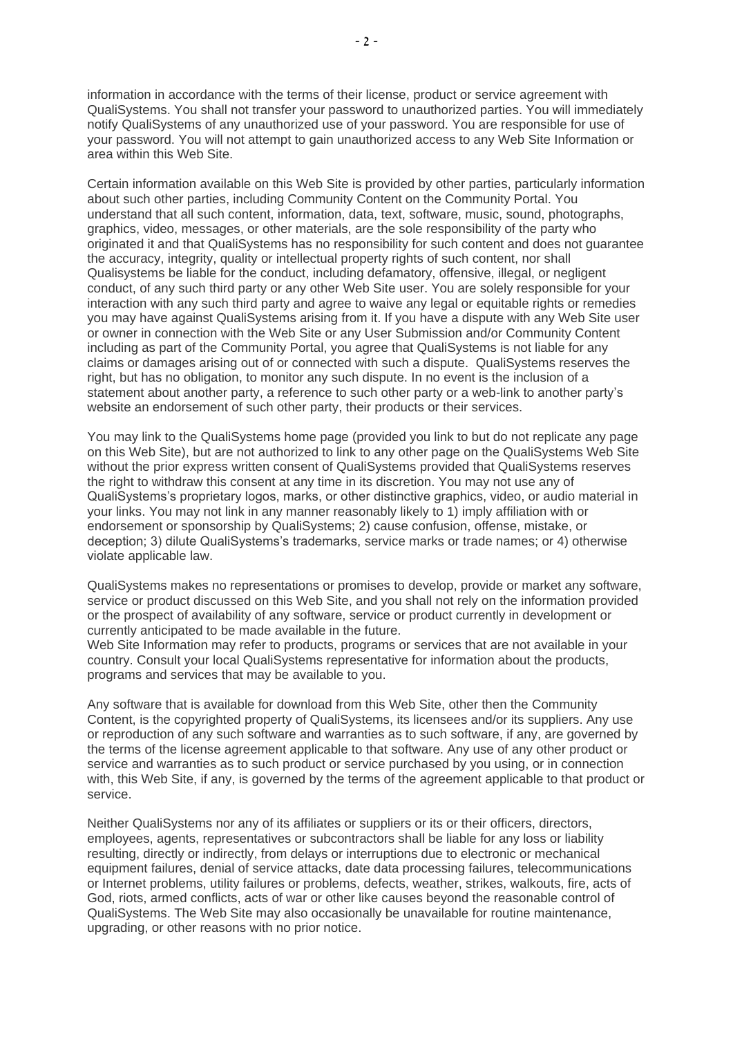information in accordance with the terms of their license, product or service agreement with QualiSystems. You shall not transfer your password to unauthorized parties. You will immediately notify QualiSystems of any unauthorized use of your password. You are responsible for use of your password. You will not attempt to gain unauthorized access to any Web Site Information or area within this Web Site.

Certain information available on this Web Site is provided by other parties, particularly information about such other parties, including Community Content on the Community Portal. You understand that all such content, information, data, text, software, music, sound, photographs, graphics, video, messages, or other materials, are the sole responsibility of the party who originated it and that QualiSystems has no responsibility for such content and does not guarantee the accuracy, integrity, quality or intellectual property rights of such content, nor shall Qualisystems be liable for the conduct, including defamatory, offensive, illegal, or negligent conduct, of any such third party or any other Web Site user. You are solely responsible for your interaction with any such third party and agree to waive any legal or equitable rights or remedies you may have against QualiSystems arising from it. If you have a dispute with any Web Site user or owner in connection with the Web Site or any User Submission and/or Community Content including as part of the Community Portal, you agree that QualiSystems is not liable for any claims or damages arising out of or connected with such a dispute. QualiSystems reserves the right, but has no obligation, to monitor any such dispute. In no event is the inclusion of a statement about another party, a reference to such other party or a web-link to another party's website an endorsement of such other party, their products or their services.

You may link to the QualiSystems home page (provided you link to but do not replicate any page on this Web Site), but are not authorized to link to any other page on the QualiSystems Web Site without the prior express written consent of QualiSystems provided that QualiSystems reserves the right to withdraw this consent at any time in its discretion. You may not use any of QualiSystems's proprietary logos, marks, or other distinctive graphics, video, or audio material in your links. You may not link in any manner reasonably likely to 1) imply affiliation with or endorsement or sponsorship by QualiSystems; 2) cause confusion, offense, mistake, or deception; 3) dilute QualiSystems's trademarks, service marks or trade names; or 4) otherwise violate applicable law.

QualiSystems makes no representations or promises to develop, provide or market any software, service or product discussed on this Web Site, and you shall not rely on the information provided or the prospect of availability of any software, service or product currently in development or currently anticipated to be made available in the future.
Web Site Information may refer to products, programs or services that are not available in your country. Consult your local QualiSystems representative for information about the products, programs and services that may be available to you.

Any software that is available for download from this Web Site, other then the Community Content, is the copyrighted property of QualiSystems, its licensees and/or its suppliers. Any use or reproduction of any such software and warranties as to such software, if any, are governed by the terms of the license agreement applicable to that software. Any use of any other product or service and warranties as to such product or service purchased by you using, or in connection with, this Web Site, if any, is governed by the terms of the agreement applicable to that product or service.

Neither QualiSystems nor any of its affiliates or suppliers or its or their officers, directors, employees, agents, representatives or subcontractors shall be liable for any loss or liability resulting, directly or indirectly, from delays or interruptions due to electronic or mechanical equipment failures, denial of service attacks, date data processing failures, telecommunications or Internet problems, utility failures or problems, defects, weather, strikes, walkouts, fire, acts of God, riots, armed conflicts, acts of war or other like causes beyond the reasonable control of QualiSystems. The Web Site may also occasionally be unavailable for routine maintenance, upgrading, or other reasons with no prior notice.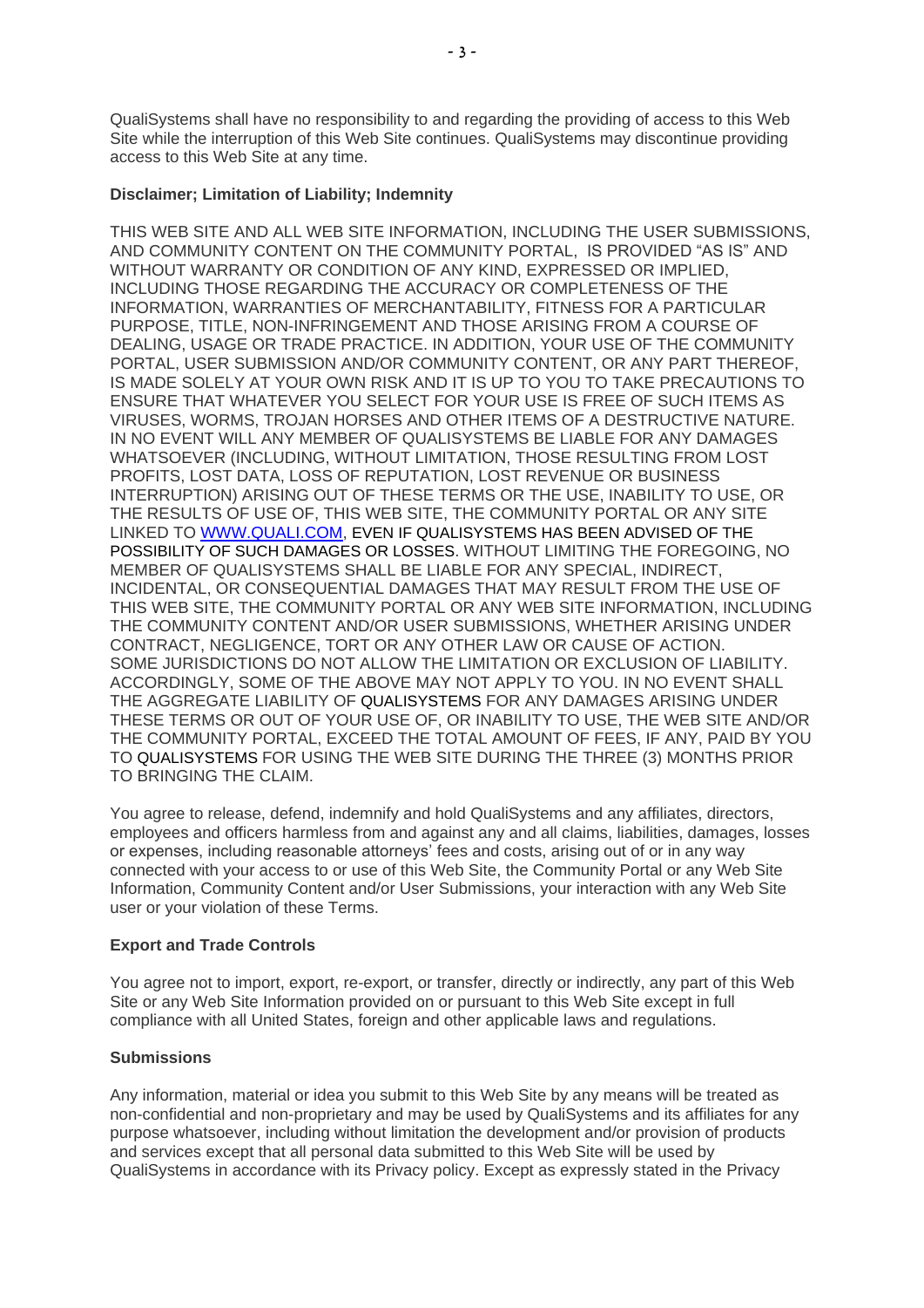QualiSystems shall have no responsibility to and regarding the providing of access to this Web Site while the interruption of this Web Site continues. QualiSystems may discontinue providing access to this Web Site at any time.

**Disclaimer; Limitation of Liability; Indemnity**

THIS WEB SITE AND ALL WEB SITE INFORMATION, INCLUDING THE USER SUBMISSIONS, AND COMMUNITY CONTENT ON THE COMMUNITY PORTAL, IS PROVIDED "AS IS" AND WITHOUT WARRANTY OR CONDITION OF ANY KIND, EXPRESSED OR IMPLIED, INCLUDING THOSE REGARDING THE ACCURACY OR COMPLETENESS OF THE INFORMATION, WARRANTIES OF MERCHANTABILITY, FITNESS FOR A PARTICULAR PURPOSE, TITLE, NON-INFRINGEMENT AND THOSE ARISING FROM A COURSE OF DEALING, USAGE OR TRADE PRACTICE. IN ADDITION, YOUR USE OF THE COMMUNITY PORTAL, USER SUBMISSION AND/OR COMMUNITY CONTENT, OR ANY PART THEREOF, IS MADE SOLELY AT YOUR OWN RISK AND IT IS UP TO YOU TO TAKE PRECAUTIONS TO ENSURE THAT WHATEVER YOU SELECT FOR YOUR USE IS FREE OF SUCH ITEMS AS VIRUSES, WORMS, TROJAN HORSES AND OTHER ITEMS OF A DESTRUCTIVE NATURE. IN NO EVENT WILL ANY MEMBER OF QUALISYSTEMS BE LIABLE FOR ANY DAMAGES WHATSOEVER (INCLUDING, WITHOUT LIMITATION, THOSE RESULTING FROM LOST PROFITS, LOST DATA, LOSS OF REPUTATION, LOST REVENUE OR BUSINESS INTERRUPTION) ARISING OUT OF THESE TERMS OR THE USE, INABILITY TO USE, OR THE RESULTS OF USE OF, THIS WEB SITE, THE COMMUNITY PORTAL OR ANY SITE LINKED TO WWW.QUALI.COM, EVEN IF QUALISYSTEMS HAS BEEN ADVISED OF THE POSSIBILITY OF SUCH DAMAGES OR LOSSES. WITHOUT LIMITING THE FOREGOING, NO MEMBER OF QUALISYSTEMS SHALL BE LIABLE FOR ANY SPECIAL, INDIRECT, INCIDENTAL, OR CONSEQUENTIAL DAMAGES THAT MAY RESULT FROM THE USE OF THIS WEB SITE, THE COMMUNITY PORTAL OR ANY WEB SITE INFORMATION, INCLUDING THE COMMUNITY CONTENT AND/OR USER SUBMISSIONS, WHETHER ARISING UNDER CONTRACT, NEGLIGENCE, TORT OR ANY OTHER LAW OR CAUSE OF ACTION. SOME JURISDICTIONS DO NOT ALLOW THE LIMITATION OR EXCLUSION OF LIABILITY. ACCORDINGLY, SOME OF THE ABOVE MAY NOT APPLY TO YOU. IN NO EVENT SHALL THE AGGREGATE LIABILITY OF QUALISYSTEMS FOR ANY DAMAGES ARISING UNDER THESE TERMS OR OUT OF YOUR USE OF, OR INABILITY TO USE, THE WEB SITE AND/OR THE COMMUNITY PORTAL, EXCEED THE TOTAL AMOUNT OF FEES, IF ANY, PAID BY YOU TO QUALISYSTEMS FOR USING THE WEB SITE DURING THE THREE (3) MONTHS PRIOR TO BRINGING THE CLAIM.

You agree to release, defend, indemnify and hold QualiSystems and any affiliates, directors, employees and officers harmless from and against any and all claims, liabilities, damages, losses or expenses, including reasonable attorneys' fees and costs, arising out of or in any way connected with your access to or use of this Web Site, the Community Portal or any Web Site Information, Community Content and/or User Submissions, your interaction with any Web Site user or your violation of these Terms.

**Export and Trade Controls**

You agree not to import, export, re-export, or transfer, directly or indirectly, any part of this Web Site or any Web Site Information provided on or pursuant to this Web Site except in full compliance with all United States, foreign and other applicable laws and regulations.

**Submissions**

Any information, material or idea you submit to this Web Site by any means will be treated as non-confidential and non-proprietary and may be used by QualiSystems and its affiliates for any purpose whatsoever, including without limitation the development and/or provision of products and services except that all personal data submitted to this Web Site will be used by QualiSystems in accordance with its Privacy policy. Except as expressly stated in the Privacy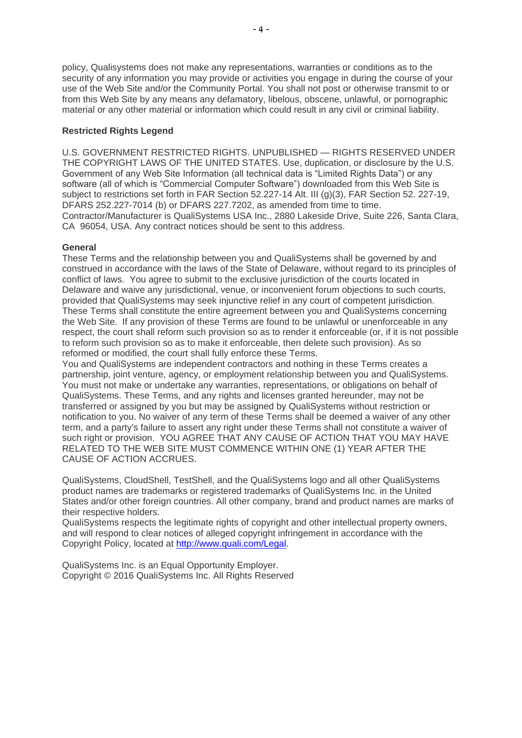policy, Qualisystems does not make any representations, warranties or conditions as to the security of any information you may provide or activities you engage in during the course of your use of the Web Site and/or the Community Portal. You shall not post or otherwise transmit to or from this Web Site by any means any defamatory, libelous, obscene, unlawful, or pornographic material or any other material or information which could result in any civil or criminal liability.

**Restricted Rights Legend**

U.S. GOVERNMENT RESTRICTED RIGHTS. UNPUBLISHED — RIGHTS RESERVED UNDER THE COPYRIGHT LAWS OF THE UNITED STATES. Use, duplication, or disclosure by the U.S. Government of any Web Site Information (all technical data is "Limited Rights Data") or any software (all of which is "Commercial Computer Software") downloaded from this Web Site is subject to restrictions set forth in FAR Section 52.227-14 Alt. III (g)(3), FAR Section 52. 227-19, DFARS 252.227-7014 (b) or DFARS 227.7202, as amended from time to time. Contractor/Manufacturer is QualiSystems USA Inc., 2880 Lakeside Drive, Suite 226, Santa Clara, CA 96054, USA. Any contract notices should be sent to this address.

**General**

These Terms and the relationship between you and QualiSystems shall be governed by and construed in accordance with the laws of the State of Delaware, without regard to its principles of conflict of laws. You agree to submit to the exclusive jurisdiction of the courts located in Delaware and waive any jurisdictional, venue, or inconvenient forum objections to such courts, provided that QualiSystems may seek injunctive relief in any court of competent jurisdiction. These Terms shall constitute the entire agreement between you and QualiSystems concerning the Web Site. If any provision of these Terms are found to be unlawful or unenforceable in any respect, the court shall reform such provision so as to render it enforceable (or, if it is not possible to reform such provision so as to make it enforceable, then delete such provision). As so reformed or modified, the court shall fully enforce these Terms.
You and QualiSystems are independent contractors and nothing in these Terms creates a partnership, joint venture, agency, or employment relationship between you and QualiSystems. You must not make or undertake any warranties, representations, or obligations on behalf of QualiSystems. These Terms, and any rights and licenses granted hereunder, may not be transferred or assigned by you but may be assigned by QualiSystems without restriction or notification to you. No waiver of any term of these Terms shall be deemed a waiver of any other term, and a party's failure to assert any right under these Terms shall not constitute a waiver of such right or provision. YOU AGREE THAT ANY CAUSE OF ACTION THAT YOU MAY HAVE RELATED TO THE WEB SITE MUST COMMENCE WITHIN ONE (1) YEAR AFTER THE CAUSE OF ACTION ACCRUES.

QualiSystems, CloudShell, TestShell, and the QualiSystems logo and all other QualiSystems product names are trademarks or registered trademarks of QualiSystems Inc. in the United States and/or other foreign countries. All other company, brand and product names are marks of their respective holders.
QualiSystems respects the legitimate rights of copyright and other intellectual property owners, and will respond to clear notices of alleged copyright infringement in accordance with the Copyright Policy, located at [http://www.quali.com/Legal](http://www.quali.com/Legal).

QualiSystems Inc. is an Equal Opportunity Employer.
Copyright © 2016 QualiSystems Inc. All Rights Reserved